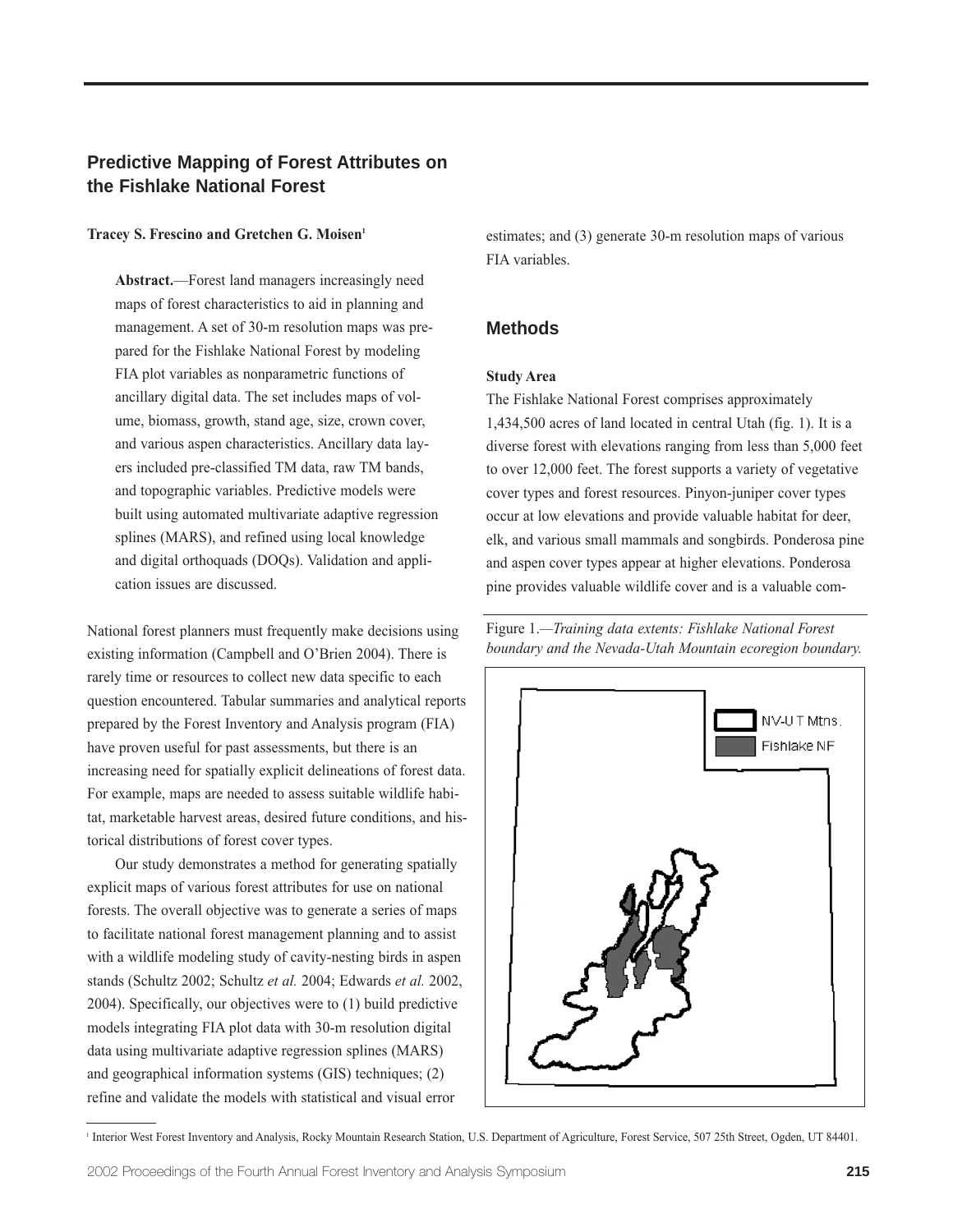## Predictive Mapping of Forest Attributes on the Fishlake National Forest

**Tracey S. Frescino and Gretchen G. Moisen**[1]

**Abstract.**—Forest land managers increasingly need maps of forest characteristics to aid in planning and management. A set of 30-m resolution maps was prepared for the Fishlake National Forest by modeling FIA plot variables as nonparametric functions of ancillary digital data. The set includes maps of volume, biomass, growth, stand age, size, crown cover, and various aspen characteristics. Ancillary data layers included pre-classified TM data, raw TM bands, and topographic variables. Predictive models were built using automated multivariate adaptive regression splines (MARS), and refined using local knowledge and digital orthoquads (DOQs). Validation and application issues are discussed.

National forest planners must frequently make decisions using existing information (Campbell and O'Brien 2004). There is rarely time or resources to collect new data specific to each question encountered. Tabular summaries and analytical reports prepared by the Forest Inventory and Analysis program (FIA) have proven useful for past assessments, but there is an increasing need for spatially explicit delineations of forest data. For example, maps are needed to assess suitable wildlife habitat, marketable harvest areas, desired future conditions, and historical distributions of forest cover types.

Our study demonstrates a method for generating spatially explicit maps of various forest attributes for use on national forests. The overall objective was to generate a series of maps to facilitate national forest management planning and to assist with a wildlife modeling study of cavity-nesting birds in aspen stands (Schultz 2002; Schultz *et al.* 2004; Edwards *et al.* 2002, 2004). Specifically, our objectives were to (1) build predictive models integrating FIA plot data with 30-m resolution digital data using multivariate adaptive regression splines (MARS) and geographical information systems (GIS) techniques; (2) refine and validate the models with statistical and visual error estimates; and (3) generate 30-m resolution maps of various FIA variables.

## Methods

### Study Area

The Fishlake National Forest comprises approximately 1,434,500 acres of land located in central Utah (fig. 1). It is a diverse forest with elevations ranging from less than 5,000 feet to over 12,000 feet. The forest supports a variety of vegetative cover types and forest resources. Pinyon-juniper cover types occur at low elevations and provide valuable habitat for deer, elk, and various small mammals and songbirds. Ponderosa pine and aspen cover types appear at higher elevations. Ponderosa pine provides valuable wildlife cover and is a valuable com-

Figure 1.—*Training data extents: Fishlake National Forest boundary and the Nevada-Utah Mountain ecoregion boundary.*

[1] Interior West Forest Inventory and Analysis, Rocky Mountain Research Station, U.S. Department of Agriculture, Forest Service, 507 25th Street, Ogden, UT 84401.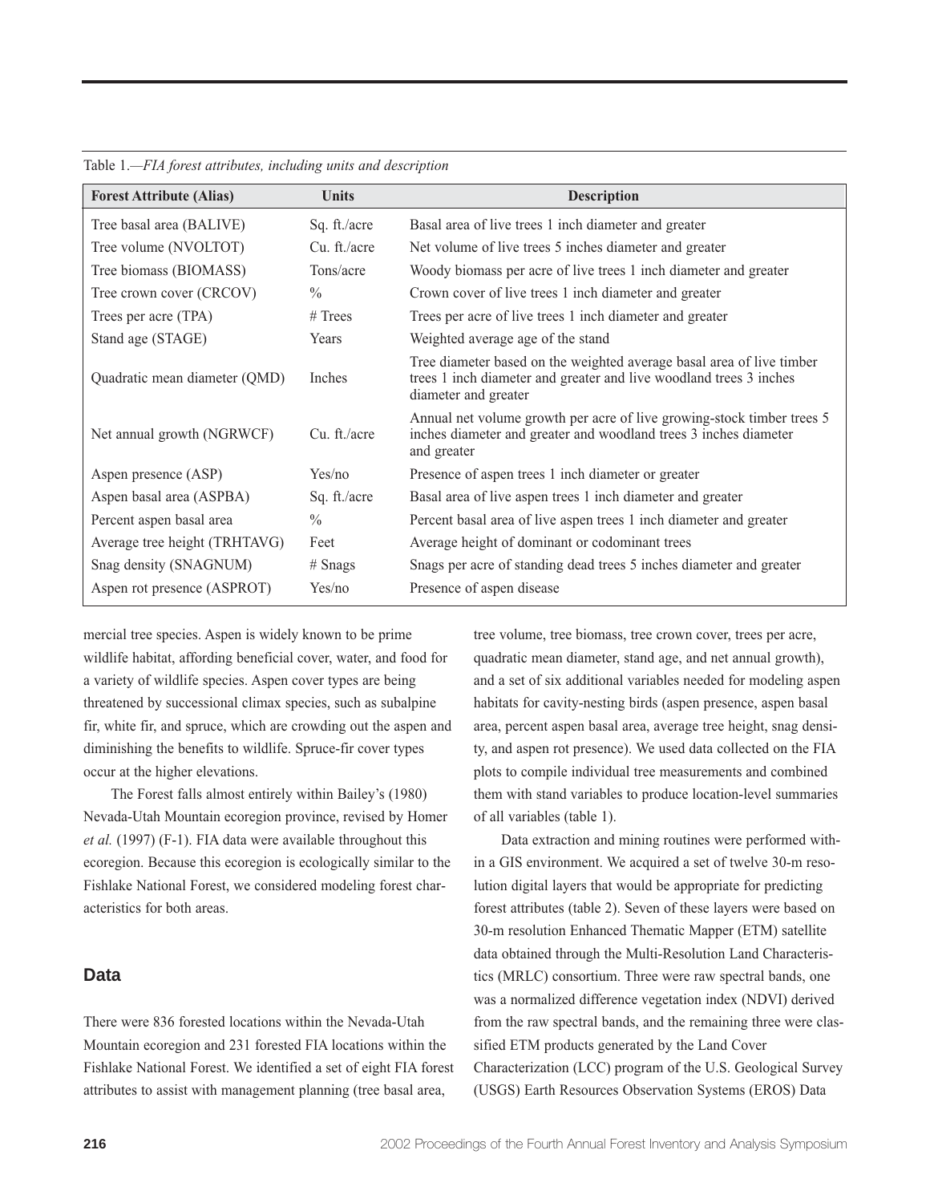Table 1.—*FIA forest attributes, including units and description*

| Forest Attribute (Alias) | Units | Description |
| --- | --- | --- |
| Tree basal area (BALIVE) | Sq. ft./acre | Basal area of live trees 1 inch diameter and greater |
| Tree volume (NVOLTOT) | Cu. ft./acre | Net volume of live trees 5 inches diameter and greater |
| Tree biomass (BIOMASS) | Tons/acre | Woody biomass per acre of live trees 1 inch diameter and greater |
| Tree crown cover (CRCOV) | % | Crown cover of live trees 1 inch diameter and greater |
| Trees per acre (TPA) | # Trees | Trees per acre of live trees 1 inch diameter and greater |
| Stand age (STAGE) | Years | Weighted average age of the stand |
| Quadratic mean diameter (QMD) | Inches | Tree diameter based on the weighted average basal area of live timber trees 1 inch diameter and greater and live woodland trees 3 inches diameter and greater |
| Net annual growth (NGRWCF) | Cu. ft./acre | Annual net volume growth per acre of live growing-stock timber trees 5 inches diameter and greater and woodland trees 3 inches diameter and greater |
| Aspen presence (ASP) | Yes/no | Presence of aspen trees 1 inch diameter or greater |
| Aspen basal area (ASPBA) | Sq. ft./acre | Basal area of live aspen trees 1 inch diameter and greater |
| Percent aspen basal area | % | Percent basal area of live aspen trees 1 inch diameter and greater |
| Average tree height (TRHTAVG) | Feet | Average height of dominant or codominant trees |
| Snag density (SNAGNUM) | # Snags | Snags per acre of standing dead trees 5 inches diameter and greater |
| Aspen rot presence (ASPROT) | Yes/no | Presence of aspen disease |

mercial tree species. Aspen is widely known to be prime wildlife habitat, affording beneficial cover, water, and food for a variety of wildlife species. Aspen cover types are being threatened by successional climax species, such as subalpine fir, white fir, and spruce, which are crowding out the aspen and diminishing the benefits to wildlife. Spruce-fir cover types occur at the higher elevations.

The Forest falls almost entirely within Bailey's (1980) Nevada-Utah Mountain ecoregion province, revised by Homer *et al.* (1997) (F-1). FIA data were available throughout this ecoregion. Because this ecoregion is ecologically similar to the Fishlake National Forest, we considered modeling forest characteristics for both areas.

## Data

There were 836 forested locations within the Nevada-Utah Mountain ecoregion and 231 forested FIA locations within the Fishlake National Forest. We identified a set of eight FIA forest attributes to assist with management planning (tree basal area, tree volume, tree biomass, tree crown cover, trees per acre, quadratic mean diameter, stand age, and net annual growth), and a set of six additional variables needed for modeling aspen habitats for cavity-nesting birds (aspen presence, aspen basal area, percent aspen basal area, average tree height, snag density, and aspen rot presence). We used data collected on the FIA plots to compile individual tree measurements and combined them with stand variables to produce location-level summaries of all variables (table 1).

Data extraction and mining routines were performed within a GIS environment. We acquired a set of twelve 30-m resolution digital layers that would be appropriate for predicting forest attributes (table 2). Seven of these layers were based on 30-m resolution Enhanced Thematic Mapper (ETM) satellite data obtained through the Multi-Resolution Land Characteristics (MRLC) consortium. Three were raw spectral bands, one was a normalized difference vegetation index (NDVI) derived from the raw spectral bands, and the remaining three were classified ETM products generated by the Land Cover Characterization (LCC) program of the U.S. Geological Survey (USGS) Earth Resources Observation Systems (EROS) Data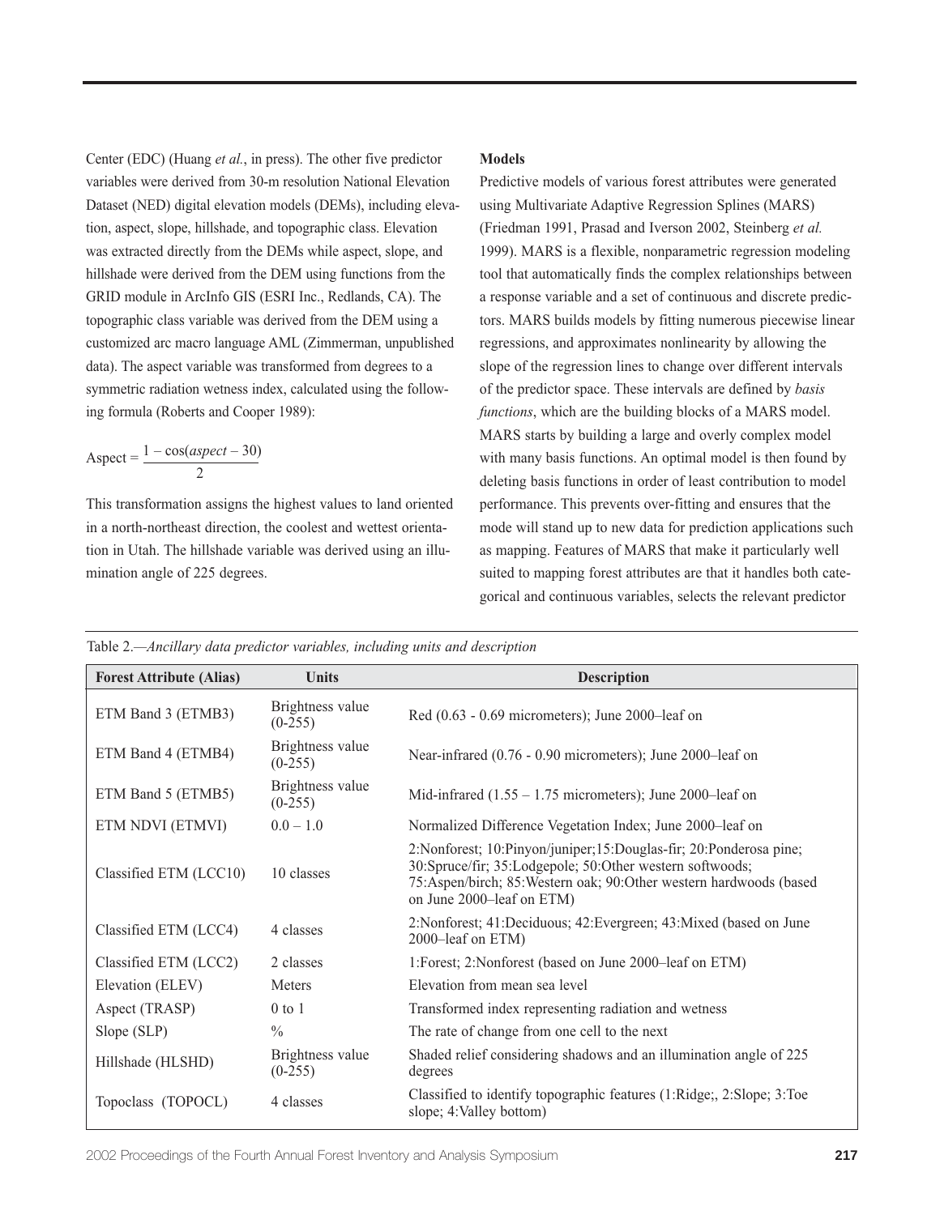Center (EDC) (Huang *et al.*, in press). The other five predictor variables were derived from 30-m resolution National Elevation Dataset (NED) digital elevation models (DEMs), including elevation, aspect, slope, hillshade, and topographic class. Elevation was extracted directly from the DEMs while aspect, slope, and hillshade were derived from the DEM using functions from the GRID module in ArcInfo GIS (ESRI Inc., Redlands, CA). The topographic class variable was derived from the DEM using a customized arc macro language AML (Zimmerman, unpublished data). The aspect variable was transformed from degrees to a symmetric radiation wetness index, calculated using the following formula (Roberts and Cooper 1989):

$$\text{Aspect} = \frac{1 - \cos(aspect - 30)}{2}$$

This transformation assigns the highest values to land oriented in a north-northeast direction, the coolest and wettest orientation in Utah. The hillshade variable was derived using an illumination angle of 225 degrees.

**Models**

Predictive models of various forest attributes were generated using Multivariate Adaptive Regression Splines (MARS) (Friedman 1991, Prasad and Iverson 2002, Steinberg *et al.* 1999). MARS is a flexible, nonparametric regression modeling tool that automatically finds the complex relationships between a response variable and a set of continuous and discrete predictors. MARS builds models by fitting numerous piecewise linear regressions, and approximates nonlinearity by allowing the slope of the regression lines to change over different intervals of the predictor space. These intervals are defined by *basis functions*, which are the building blocks of a MARS model. MARS starts by building a large and overly complex model with many basis functions. An optimal model is then found by deleting basis functions in order of least contribution to model performance. This prevents over-fitting and ensures that the mode will stand up to new data for prediction applications such as mapping. Features of MARS that make it particularly well suited to mapping forest attributes are that it handles both categorical and continuous variables, selects the relevant predictor

Table 2.—*Ancillary data predictor variables, including units and description*

| Forest Attribute (Alias) | Units | Description |
|---|---|---|
| ETM Band 3 (ETMB3) | Brightness value (0-255) | Red (0.63 - 0.69 micrometers); June 2000–leaf on |
| ETM Band 4 (ETMB4) | Brightness value (0-255) | Near-infrared (0.76 - 0.90 micrometers); June 2000–leaf on |
| ETM Band 5 (ETMB5) | Brightness value (0-255) | Mid-infrared (1.55 – 1.75 micrometers); June 2000–leaf on |
| ETM NDVI (ETMVI) | 0.0 – 1.0 | Normalized Difference Vegetation Index; June 2000–leaf on |
| Classified ETM (LCC10) | 10 classes | 2:Nonforest; 10:Pinyon/juniper;15:Douglas-fir; 20:Ponderosa pine; 30:Spruce/fir; 35:Lodgepole; 50:Other western softwoods; 75:Aspen/birch; 85:Western oak; 90:Other western hardwoods (based on June 2000–leaf on ETM) |
| Classified ETM (LCC4) | 4 classes | 2:Nonforest; 41:Deciduous; 42:Evergreen; 43:Mixed (based on June 2000–leaf on ETM) |
| Classified ETM (LCC2) | 2 classes | 1:Forest; 2:Nonforest (based on June 2000–leaf on ETM) |
| Elevation (ELEV) | Meters | Elevation from mean sea level |
| Aspect (TRASP) | 0 to 1 | Transformed index representing radiation and wetness |
| Slope (SLP) | % | The rate of change from one cell to the next |
| Hillshade (HLSHD) | Brightness value (0-255) | Shaded relief considering shadows and an illumination angle of 225 degrees |
| Topoclass (TOPOCL) | 4 classes | Classified to identify topographic features (1:Ridge;, 2:Slope; 3:Toe slope; 4:Valley bottom) |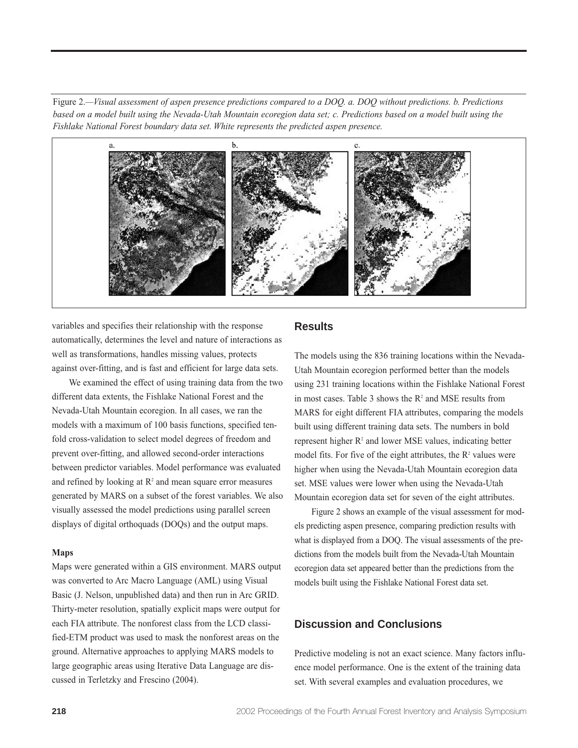Figure 2.—*Visual assessment of aspen presence predictions compared to a DOQ. a. DOQ without predictions. b. Predictions based on a model built using the Nevada-Utah Mountain ecoregion data set; c. Predictions based on a model built using the Fishlake National Forest boundary data set. White represents the predicted aspen presence.*

variables and specifies their relationship with the response automatically, determines the level and nature of interactions as well as transformations, handles missing values, protects against over-fitting, and is fast and efficient for large data sets.

We examined the effect of using training data from the two different data extents, the Fishlake National Forest and the Nevada-Utah Mountain ecoregion. In all cases, we ran the models with a maximum of 100 basis functions, specified ten-fold cross-validation to select model degrees of freedom and prevent over-fitting, and allowed second-order interactions between predictor variables. Model performance was evaluated and refined by looking at $R^2$ and mean square error measures generated by MARS on a subset of the forest variables. We also visually assessed the model predictions using parallel screen displays of digital orthoquads (DOQs) and the output maps.

#### Maps

Maps were generated within a GIS environment. MARS output was converted to Arc Macro Language (AML) using Visual Basic (J. Nelson, unpublished data) and then run in Arc GRID. Thirty-meter resolution, spatially explicit maps were output for each FIA attribute. The nonforest class from the LCD classified-ETM product was used to mask the nonforest areas on the ground. Alternative approaches to applying MARS models to large geographic areas using Iterative Data Language are discussed in Terletzky and Frescino (2004).

## Results

The models using the 836 training locations within the Nevada-Utah Mountain ecoregion performed better than the models using 231 training locations within the Fishlake National Forest in most cases. Table 3 shows the $R^2$ and MSE results from MARS for eight different FIA attributes, comparing the models built using different training data sets. The numbers in bold represent higher $R^2$ and lower MSE values, indicating better model fits. For five of the eight attributes, the $R^2$ values were higher when using the Nevada-Utah Mountain ecoregion data set. MSE values were lower when using the Nevada-Utah Mountain ecoregion data set for seven of the eight attributes.

Figure 2 shows an example of the visual assessment for models predicting aspen presence, comparing prediction results with what is displayed from a DOQ. The visual assessments of the predictions from the models built from the Nevada-Utah Mountain ecoregion data set appeared better than the predictions from the models built using the Fishlake National Forest data set.

## Discussion and Conclusions

Predictive modeling is not an exact science. Many factors influence model performance. One is the extent of the training data set. With several examples and evaluation procedures, we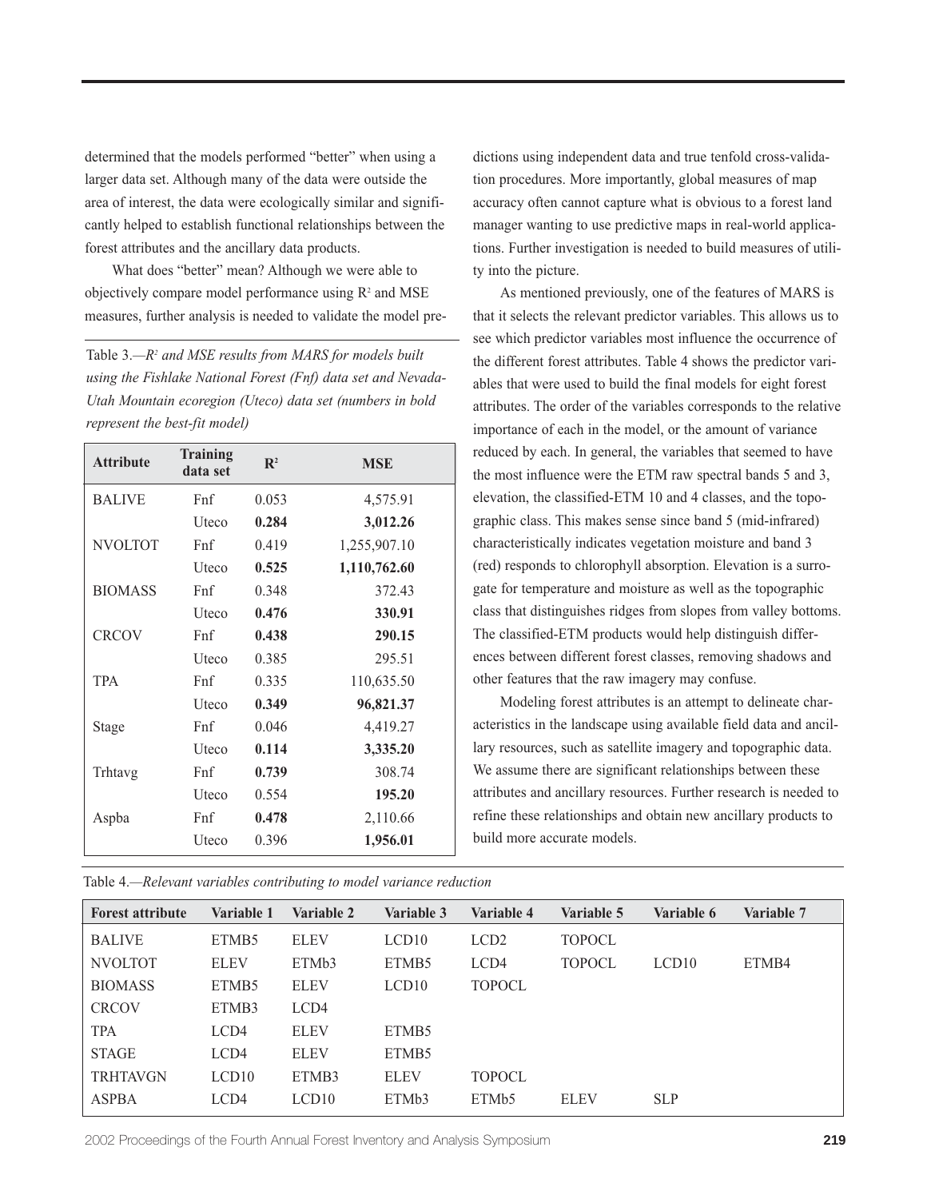determined that the models performed "better" when using a larger data set. Although many of the data were outside the area of interest, the data were ecologically similar and significantly helped to establish functional relationships between the forest attributes and the ancillary data products.

What does "better" mean? Although we were able to objectively compare model performance using $R^2$ and MSE measures, further analysis is needed to validate the model predictions using independent data and true tenfold cross-validation procedures. More importantly, global measures of map accuracy often cannot capture what is obvious to a forest land manager wanting to use predictive maps in real-world applications. Further investigation is needed to build measures of utility into the picture.

Table 3.—*$R^2$ and MSE results from MARS for models built using the Fishlake National Forest (Fnf) data set and Nevada-Utah Mountain ecoregion (Uteco) data set (numbers in bold represent the best-fit model)*

| Attribute | Training data set | $R^2$ | MSE |
|---|---|---|---|
| BALIVE | Fnf | 0.053 | 4,575.91 |
| | Uteco | **0.284** | **3,012.26** |
| NVOLTOT | Fnf | 0.419 | 1,255,907.10 |
| | Uteco | **0.525** | **1,110,762.60** |
| BIOMASS | Fnf | 0.348 | 372.43 |
| | Uteco | **0.476** | **330.91** |
| CRCOV | Fnf | **0.438** | **290.15** |
| | Uteco | 0.385 | 295.51 |
| TPA | Fnf | 0.335 | 110,635.50 |
| | Uteco | **0.349** | **96,821.37** |
| Stage | Fnf | 0.046 | 4,419.27 |
| | Uteco | **0.114** | **3,335.20** |
| Trhtavg | Fnf | **0.739** | 308.74 |
| | Uteco | 0.554 | **195.20** |
| Aspba | Fnf | **0.478** | 2,110.66 |
| | Uteco | 0.396 | **1,956.01** |

As mentioned previously, one of the features of MARS is that it selects the relevant predictor variables. This allows us to see which predictor variables most influence the occurrence of the different forest attributes. Table 4 shows the predictor variables that were used to build the final models for eight forest attributes. The order of the variables corresponds to the relative importance of each in the model, or the amount of variance reduced by each. In general, the variables that seemed to have the most influence were the ETM raw spectral bands 5 and 3, elevation, the classified-ETM 10 and 4 classes, and the topographic class. This makes sense since band 5 (mid-infrared) characteristically indicates vegetation moisture and band 3 (red) responds to chlorophyll absorption. Elevation is a surrogate for temperature and moisture as well as the topographic class that distinguishes ridges from slopes from valley bottoms. The classified-ETM products would help distinguish differences between different forest classes, removing shadows and other features that the raw imagery may confuse.

Modeling forest attributes is an attempt to delineate characteristics in the landscape using available field data and ancillary resources, such as satellite imagery and topographic data. We assume there are significant relationships between these attributes and ancillary resources. Further research is needed to refine these relationships and obtain new ancillary products to build more accurate models.

Table 4.—*Relevant variables contributing to model variance reduction*

| Forest attribute | Variable 1 | Variable 2 | Variable 3 | Variable 4 | Variable 5 | Variable 6 | Variable 7 |
|---|---|---|---|---|---|---|---|
| BALIVE | ETMB5 | ELEV | LCD10 | LCD2 | TOPOCL | | |
| NVOLTOT | ELEV | ETMb3 | ETMB5 | LCD4 | TOPOCL | LCD10 | ETMB4 |
| BIOMASS | ETMB5 | ELEV | LCD10 | TOPOCL | | | |
| CRCOV | ETMB3 | LCD4 | | | | | |
| TPA | LCD4 | ELEV | ETMB5 | | | | |
| STAGE | LCD4 | ELEV | ETMB5 | | | | |
| TRHTAVGN | LCD10 | ETMB3 | ELEV | TOPOCL | | | |
| ASPBA | LCD4 | LCD10 | ETMb3 | ETMb5 | ELEV | SLP | |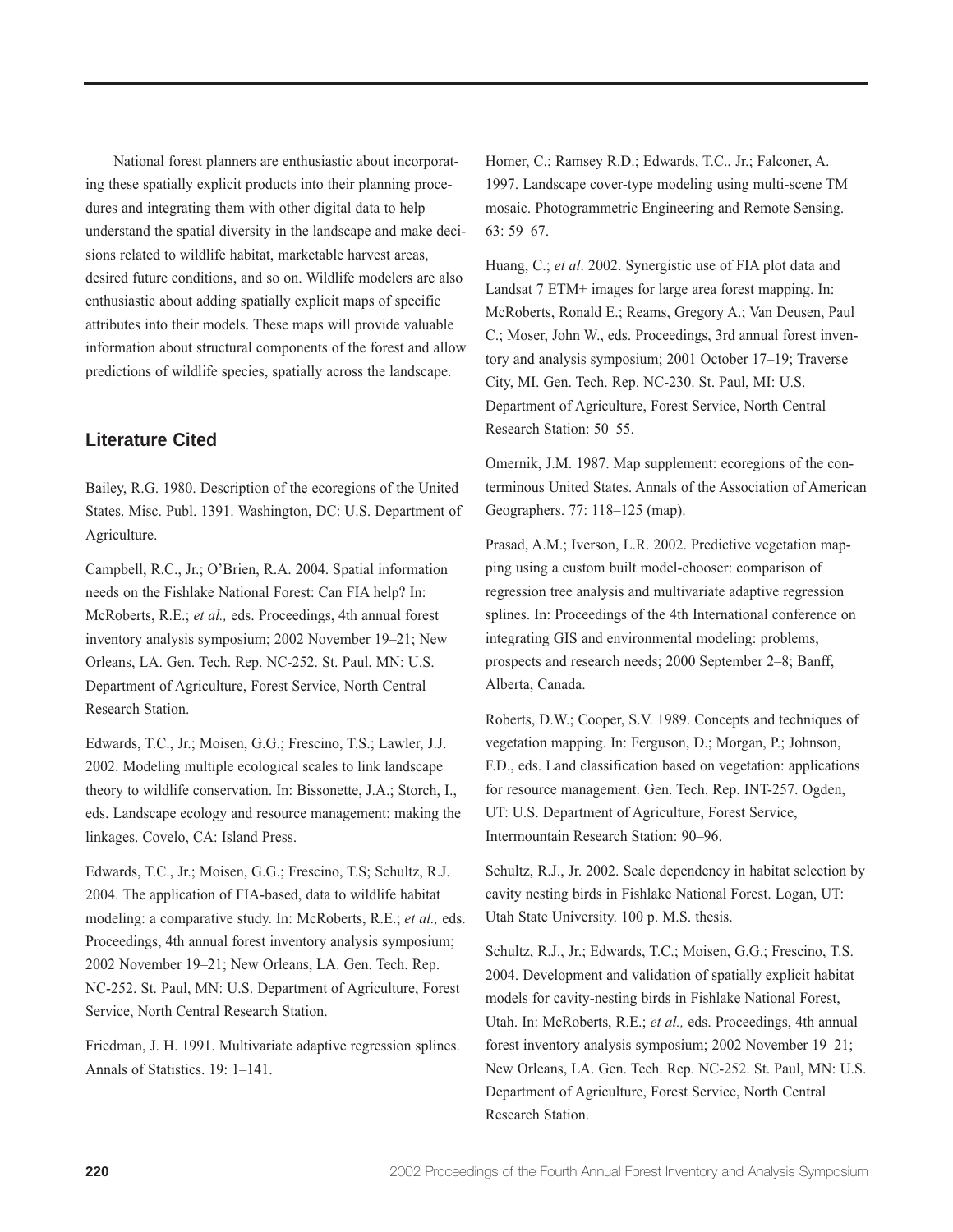National forest planners are enthusiastic about incorporating these spatially explicit products into their planning procedures and integrating them with other digital data to help understand the spatial diversity in the landscape and make decisions related to wildlife habitat, marketable harvest areas, desired future conditions, and so on. Wildlife modelers are also enthusiastic about adding spatially explicit maps of specific attributes into their models. These maps will provide valuable information about structural components of the forest and allow predictions of wildlife species, spatially across the landscape.

## Literature Cited

Bailey, R.G. 1980. Description of the ecoregions of the United States. Misc. Publ. 1391. Washington, DC: U.S. Department of Agriculture.

Campbell, R.C., Jr.; O'Brien, R.A. 2004. Spatial information needs on the Fishlake National Forest: Can FIA help? In: McRoberts, R.E.; *et al.,* eds. Proceedings, 4th annual forest inventory analysis symposium; 2002 November 19–21; New Orleans, LA. Gen. Tech. Rep. NC-252. St. Paul, MN: U.S. Department of Agriculture, Forest Service, North Central Research Station.

Edwards, T.C., Jr.; Moisen, G.G.; Frescino, T.S.; Lawler, J.J. 2002. Modeling multiple ecological scales to link landscape theory to wildlife conservation. In: Bissonette, J.A.; Storch, I., eds. Landscape ecology and resource management: making the linkages. Covelo, CA: Island Press.

Edwards, T.C., Jr.; Moisen, G.G.; Frescino, T.S; Schultz, R.J. 2004. The application of FIA-based, data to wildlife habitat modeling: a comparative study. In: McRoberts, R.E.; *et al.,* eds. Proceedings, 4th annual forest inventory analysis symposium; 2002 November 19–21; New Orleans, LA. Gen. Tech. Rep. NC-252. St. Paul, MN: U.S. Department of Agriculture, Forest Service, North Central Research Station.

Friedman, J. H. 1991. Multivariate adaptive regression splines. Annals of Statistics. 19: 1–141.

Homer, C.; Ramsey R.D.; Edwards, T.C., Jr.; Falconer, A. 1997. Landscape cover-type modeling using multi-scene TM mosaic. Photogrammetric Engineering and Remote Sensing. 63: 59–67.

Huang, C.; *et al*. 2002. Synergistic use of FIA plot data and Landsat 7 ETM+ images for large area forest mapping. In: McRoberts, Ronald E.; Reams, Gregory A.; Van Deusen, Paul C.; Moser, John W., eds. Proceedings, 3rd annual forest inventory and analysis symposium; 2001 October 17–19; Traverse City, MI. Gen. Tech. Rep. NC-230. St. Paul, MI: U.S. Department of Agriculture, Forest Service, North Central Research Station: 50–55.

Omernik, J.M. 1987. Map supplement: ecoregions of the conterminous United States. Annals of the Association of American Geographers. 77: 118–125 (map).

Prasad, A.M.; Iverson, L.R. 2002. Predictive vegetation mapping using a custom built model-chooser: comparison of regression tree analysis and multivariate adaptive regression splines. In: Proceedings of the 4th International conference on integrating GIS and environmental modeling: problems, prospects and research needs; 2000 September 2–8; Banff, Alberta, Canada.

Roberts, D.W.; Cooper, S.V. 1989. Concepts and techniques of vegetation mapping. In: Ferguson, D.; Morgan, P.; Johnson, F.D., eds. Land classification based on vegetation: applications for resource management. Gen. Tech. Rep. INT-257. Ogden, UT: U.S. Department of Agriculture, Forest Service, Intermountain Research Station: 90–96.

Schultz, R.J., Jr. 2002. Scale dependency in habitat selection by cavity nesting birds in Fishlake National Forest. Logan, UT: Utah State University. 100 p. M.S. thesis.

Schultz, R.J., Jr.; Edwards, T.C.; Moisen, G.G.; Frescino, T.S. 2004. Development and validation of spatially explicit habitat models for cavity-nesting birds in Fishlake National Forest, Utah. In: McRoberts, R.E.; *et al.,* eds. Proceedings, 4th annual forest inventory analysis symposium; 2002 November 19–21; New Orleans, LA. Gen. Tech. Rep. NC-252. St. Paul, MN: U.S. Department of Agriculture, Forest Service, North Central Research Station.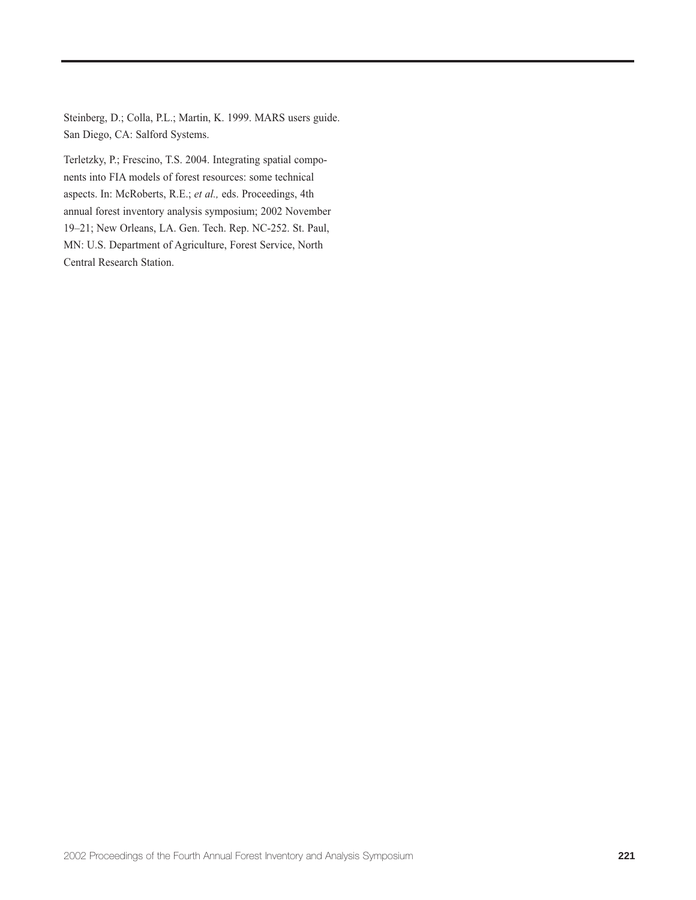Steinberg, D.; Colla, P.L.; Martin, K. 1999. MARS users guide. San Diego, CA: Salford Systems.

Terletzky, P.; Frescino, T.S. 2004. Integrating spatial components into FIA models of forest resources: some technical aspects. In: McRoberts, R.E.; *et al.,* eds. Proceedings, 4th annual forest inventory analysis symposium; 2002 November 19–21; New Orleans, LA. Gen. Tech. Rep. NC-252. St. Paul, MN: U.S. Department of Agriculture, Forest Service, North Central Research Station.